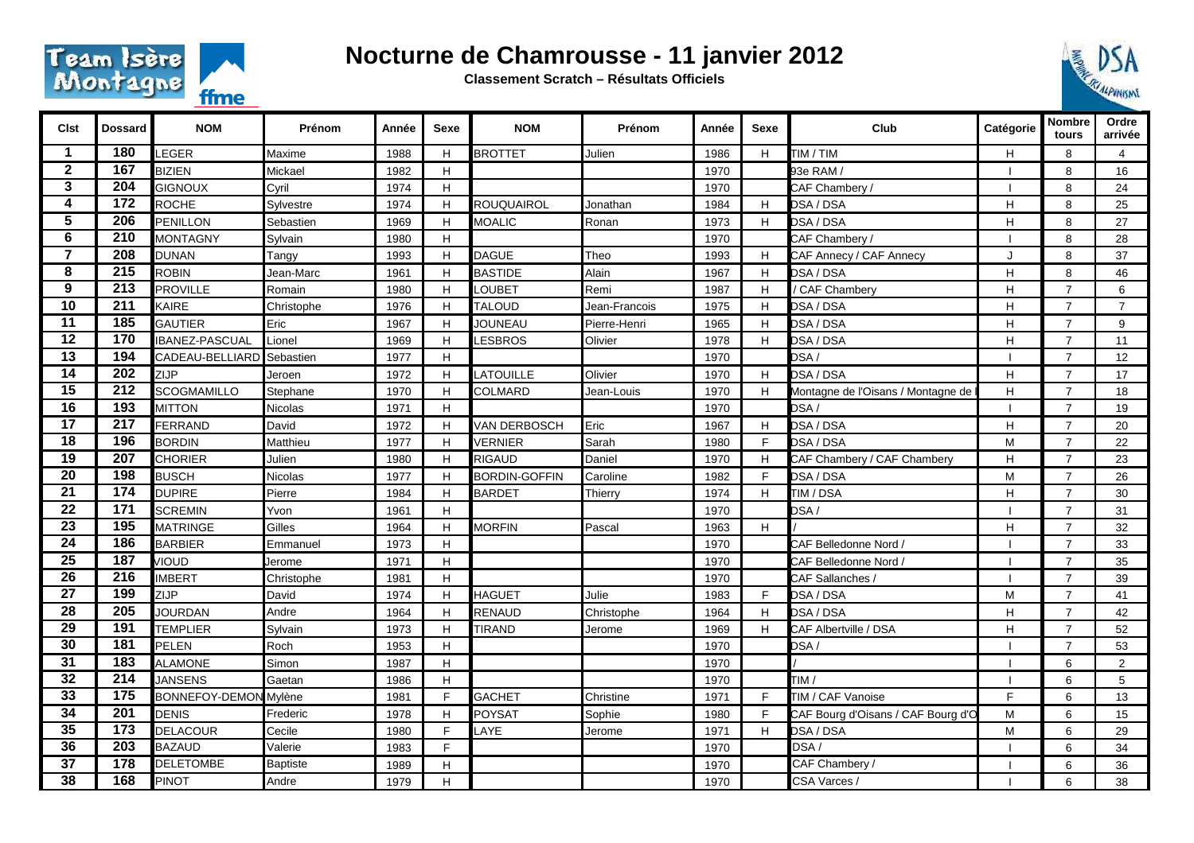# Nocturne de Chamrousse - 11 janvier 2012

**Classement Scratch – Résultats Officiels**

| Clst | Dossard | NOM | Prénom | Année | Sexe | NOM | Prénom | Année | Sexe | Club | Catégorie | Nombre tours | Ordre arrivée |
|---|---|---|---|---|---|---|---|---|---|---|---|---|---|
| 1 | 180 | LEGER | Maxime | 1988 | H | BROTTET | Julien | 1986 | H | TIM / TIM | H | 8 | 4 |
| 2 | 167 | BIZIEN | Mickael | 1982 | H | | | 1970 | | 93e RAM / | I | 8 | 16 |
| 3 | 204 | GIGNOUX | Cyril | 1974 | H | | | 1970 | | CAF Chambery / | I | 8 | 24 |
| 4 | 172 | ROCHE | Sylvestre | 1974 | H | ROUQUAIROL | Jonathan | 1984 | H | DSA / DSA | H | 8 | 25 |
| 5 | 206 | PENILLON | Sebastien | 1969 | H | MOALIC | Ronan | 1973 | H | DSA / DSA | H | 8 | 27 |
| 6 | 210 | MONTAGNY | Sylvain | 1980 | H | | | 1970 | | CAF Chambery / | I | 8 | 28 |
| 7 | 208 | DUNAN | Tangy | 1993 | H | DAGUE | Theo | 1993 | H | CAF Annecy / CAF Annecy | J | 8 | 37 |
| 8 | 215 | ROBIN | Jean-Marc | 1961 | H | BASTIDE | Alain | 1967 | H | DSA / DSA | H | 8 | 46 |
| 9 | 213 | PROVILLE | Romain | 1980 | H | LOUBET | Remi | 1987 | H | / CAF Chambery | H | 7 | 6 |
| 10 | 211 | KAIRE | Christophe | 1976 | H | TALOUD | Jean-Francois | 1975 | H | DSA / DSA | H | 7 | 7 |
| 11 | 185 | GAUTIER | Eric | 1967 | H | JOUNEAU | Pierre-Henri | 1965 | H | DSA / DSA | H | 7 | 9 |
| 12 | 170 | IBANEZ-PASCUAL | Lionel | 1969 | H | LESBROS | Olivier | 1978 | H | DSA / DSA | H | 7 | 11 |
| 13 | 194 | CADEAU-BELLIARD | Sebastien | 1977 | H | | | 1970 | | DSA / | I | 7 | 12 |
| 14 | 202 | ZIJP | Jeroen | 1972 | H | LATOUILLE | Olivier | 1970 | H | DSA / DSA | H | 7 | 17 |
| 15 | 212 | SCOGMAMILLO | Stephane | 1970 | H | COLMARD | Jean-Louis | 1970 | H | Montagne de l'Oisans / Montagne de | H | 7 | 18 |
| 16 | 193 | MITTON | Nicolas | 1971 | H | | | 1970 | | DSA / | I | 7 | 19 |
| 17 | 217 | FERRAND | David | 1972 | H | VAN DERBOSCH | Eric | 1967 | H | DSA / DSA | H | 7 | 20 |
| 18 | 196 | BORDIN | Matthieu | 1977 | H | VERNIER | Sarah | 1980 | F | DSA / DSA | M | 7 | 22 |
| 19 | 207 | CHORIER | Julien | 1980 | H | RIGAUD | Daniel | 1970 | H | CAF Chambery / CAF Chambery | H | 7 | 23 |
| 20 | 198 | BUSCH | Nicolas | 1977 | H | BORDIN-GOFFIN | Caroline | 1982 | F | DSA / DSA | M | 7 | 26 |
| 21 | 174 | DUPIRE | Pierre | 1984 | H | BARDET | Thierry | 1974 | H | TIM / DSA | H | 7 | 30 |
| 22 | 171 | SCREMIN | Yvon | 1961 | H | | | 1970 | | DSA / | I | 7 | 31 |
| 23 | 195 | MATRINGE | Gilles | 1964 | H | MORFIN | Pascal | 1963 | H | / | H | 7 | 32 |
| 24 | 186 | BARBIER | Emmanuel | 1973 | H | | | 1970 | | CAF Belledonne Nord / | I | 7 | 33 |
| 25 | 187 | VIOUD | Jerome | 1971 | H | | | 1970 | | CAF Belledonne Nord / | I | 7 | 35 |
| 26 | 216 | IMBERT | Christophe | 1981 | H | | | 1970 | | CAF Sallanches / | I | 7 | 39 |
| 27 | 199 | ZIJP | David | 1974 | H | HAGUET | Julie | 1983 | F | DSA / DSA | M | 7 | 41 |
| 28 | 205 | JOURDAN | Andre | 1964 | H | RENAUD | Christophe | 1964 | H | DSA / DSA | H | 7 | 42 |
| 29 | 191 | TEMPLIER | Sylvain | 1973 | H | TIRAND | Jerome | 1969 | H | CAF Albertville / DSA | H | 7 | 52 |
| 30 | 181 | PELEN | Roch | 1953 | H | | | 1970 | | DSA / | I | 7 | 53 |
| 31 | 183 | ALAMONE | Simon | 1987 | H | | | 1970 | | / | I | 6 | 2 |
| 32 | 214 | JANSENS | Gaetan | 1986 | H | | | 1970 | | TIM / | I | 6 | 5 |
| 33 | 175 | BONNEFOY-DEMON | Mylène | 1981 | F | GACHET | Christine | 1971 | F | TIM / CAF Vanoise | F | 6 | 13 |
| 34 | 201 | DENIS | Frederic | 1978 | H | POYSAT | Sophie | 1980 | F | CAF Bourg d'Oisans / CAF Bourg d'O | M | 6 | 15 |
| 35 | 173 | DELACOUR | Cecile | 1980 | F | LAYE | Jerome | 1971 | H | DSA / DSA | M | 6 | 29 |
| 36 | 203 | BAZAUD | Valerie | 1983 | F | | | 1970 | | DSA / | I | 6 | 34 |
| 37 | 178 | DELETOMBE | Baptiste | 1989 | H | | | 1970 | | CAF Chambery / | I | 6 | 36 |
| 38 | 168 | PINOT | Andre | 1979 | H | | | 1970 | | CSA Varces / | I | 6 | 38 |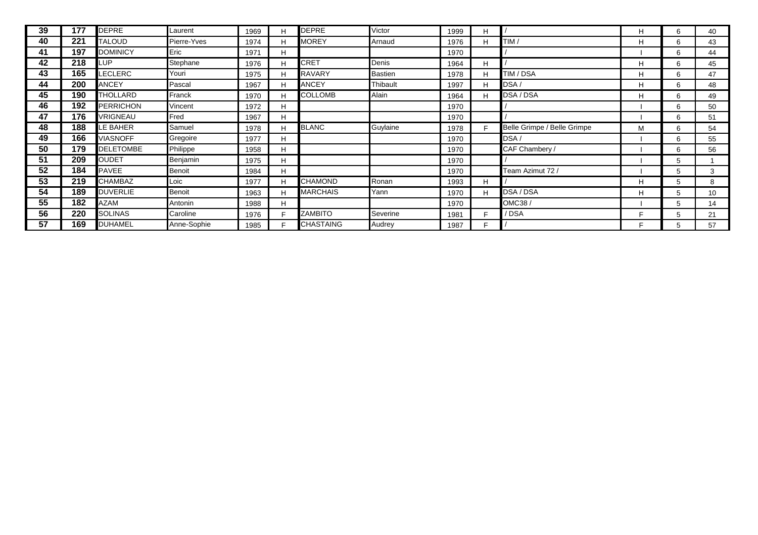| | | | | | | | | | | | | | |
|---|---|---|---|---|---|---|---|---|---|---|---|---|---|
| 39 | 177 | DEPRE | Laurent | 1969 | H | DEPRE | Victor | 1999 | H | / | H | 6 | 40 |
| 40 | 221 | TALOUD | Pierre-Yves | 1974 | H | MOREY | Arnaud | 1976 | H | TIM / | H | 6 | 43 |
| 41 | 197 | DOMINICY | Eric | 1971 | H | | | 1970 | | / | I | 6 | 44 |
| 42 | 218 | LUP | Stephane | 1976 | H | CRET | Denis | 1964 | H | / | H | 6 | 45 |
| 43 | 165 | LECLERC | Youri | 1975 | H | RAVARY | Bastien | 1978 | H | TIM / DSA | H | 6 | 47 |
| 44 | 200 | ANCEY | Pascal | 1967 | H | ANCEY | Thibault | 1997 | H | DSA / | H | 6 | 48 |
| 45 | 190 | THOLLARD | Franck | 1970 | H | COLLOMB | Alain | 1964 | H | DSA / DSA | H | 6 | 49 |
| 46 | 192 | PERRICHON | Vincent | 1972 | H | | | 1970 | | / | I | 6 | 50 |
| 47 | 176 | VRIGNEAU | Fred | 1967 | H | | | 1970 | | / | I | 6 | 51 |
| 48 | 188 | LE BAHER | Samuel | 1978 | H | BLANC | Guylaine | 1978 | F | Belle Grimpe / Belle Grimpe | M | 6 | 54 |
| 49 | 166 | VIASNOFF | Gregoire | 1977 | H | | | 1970 | | DSA / | I | 6 | 55 |
| 50 | 179 | DELETOMBE | Philippe | 1958 | H | | | 1970 | | CAF Chambery / | I | 6 | 56 |
| 51 | 209 | OUDET | Benjamin | 1975 | H | | | 1970 | | / | I | 5 | 1 |
| 52 | 184 | PAVEE | Benoit | 1984 | H | | | 1970 | | Team Azimut 72 / | I | 5 | 3 |
| 53 | 219 | CHAMBAZ | Loic | 1977 | H | CHAMOND | Ronan | 1993 | H | / | H | 5 | 8 |
| 54 | 189 | DUVERLIE | Benoit | 1963 | H | MARCHAIS | Yann | 1970 | H | DSA / DSA | H | 5 | 10 |
| 55 | 182 | AZAM | Antonin | 1988 | H | | | 1970 | | OMC38 / | I | 5 | 14 |
| 56 | 220 | SOLINAS | Caroline | 1976 | F | ZAMBITO | Severine | 1981 | F | / DSA | F | 5 | 21 |
| 57 | 169 | DUHAMEL | Anne-Sophie | 1985 | F | CHASTAING | Audrey | 1987 | F | / | F | 5 | 57 |